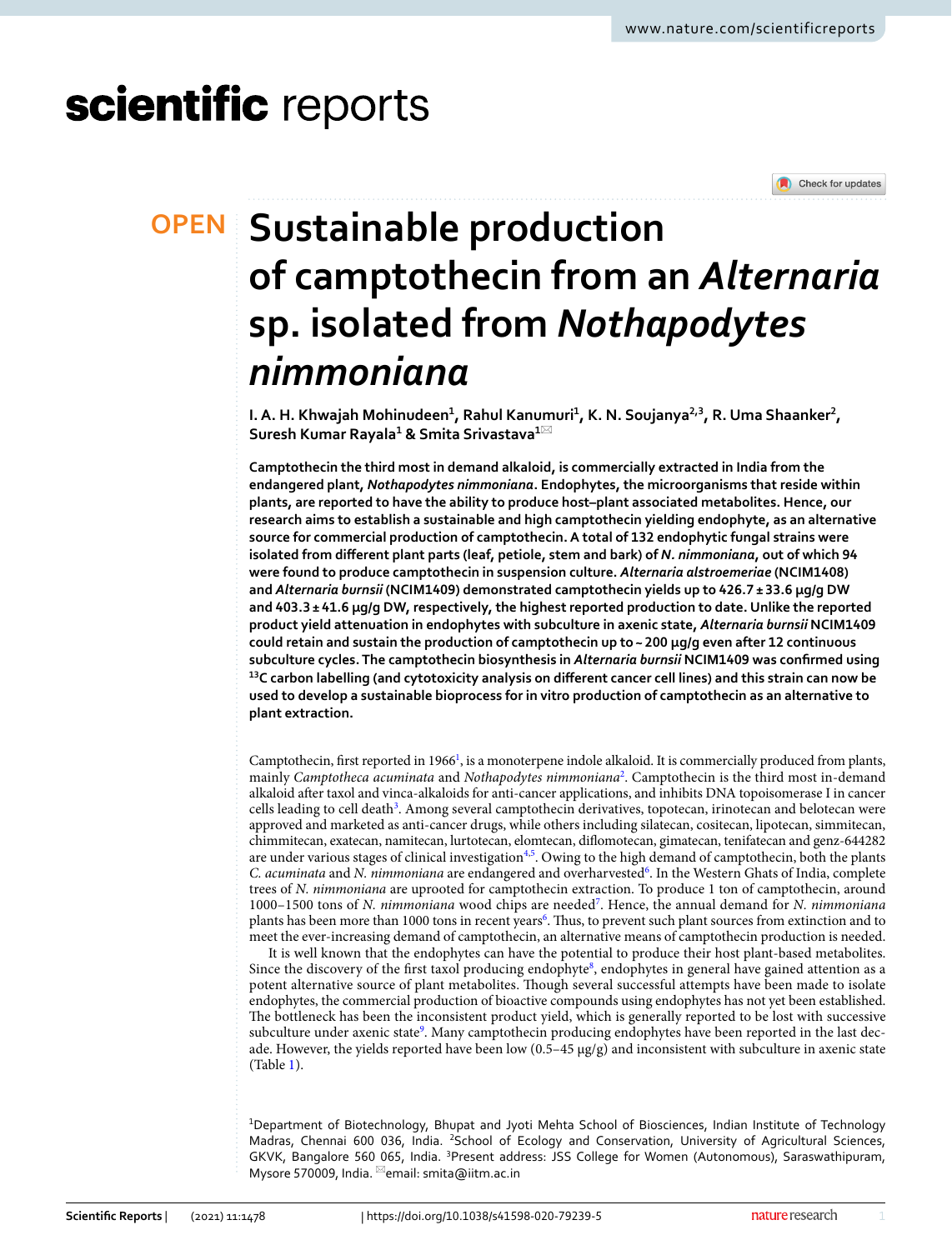# Sustainable production of camptothecin from an *Alternaria* sp. isolated from *Nothapodytes nimmoniana*

I. A. H. Khwajah Mohinudeen[1], Rahul Kanumuri[1], K. N. Soujanya[2,3], R. Uma Shaanker[2], Suresh Kumar Rayala[1] & Smita Srivastava[1]

**Camptothecin the third most in demand alkaloid, is commercially extracted in India from the endangered plant, *Nothapodytes nimmoniana*. Endophytes, the microorganisms that reside within plants, are reported to have the ability to produce host–plant associated metabolites. Hence, our research aims to establish a sustainable and high camptothecin yielding endophyte, as an alternative source for commercial production of camptothecin. A total of 132 endophytic fungal strains were isolated from different plant parts (leaf, petiole, stem and bark) of *N. nimmoniana*, out of which 94 were found to produce camptothecin in suspension culture. *Alternaria alstroemeriae* (NCIM1408) and *Alternaria burnsii* (NCIM1409) demonstrated camptothecin yields up to 426.7 ± 33.6 µg/g DW and 403.3 ± 41.6 µg/g DW, respectively, the highest reported production to date. Unlike the reported product yield attenuation in endophytes with subculture in axenic state, *Alternaria burnsii* NCIM1409 could retain and sustain the production of camptothecin up to ~ 200 µg/g even after 12 continuous subculture cycles. The camptothecin biosynthesis in *Alternaria burnsii* NCIM1409 was confirmed using $^{13}C$ carbon labelling (and cytotoxicity analysis on different cancer cell lines) and this strain can now be used to develop a sustainable bioprocess for in vitro production of camptothecin as an alternative to plant extraction.**

Camptothecin, first reported in 1966[1], is a monoterpene indole alkaloid. It is commercially produced from plants, mainly *Camptotheca acuminata* and *Nothapodytes nimmoniana*[2]. Camptothecin is the third most in-demand alkaloid after taxol and vinca-alkaloids for anti-cancer applications, and inhibits DNA topoisomerase I in cancer cells leading to cell death[3]. Among several camptothecin derivatives, topotecan, irinotecan and belotecan were approved and marketed as anti-cancer drugs, while others including silatecan, cositecan, lipotecan, simmitecan, chimmitecan, exatecan, namitecan, lurtotecan, elomtecan, diflomotecan, gimatecan, tenifatecan and genz-644282 are under various stages of clinical investigation[4,5]. Owing to the high demand of camptothecin, both the plants *C. acuminata* and *N. nimmoniana* are endangered and overharvested[6]. In the Western Ghats of India, complete trees of *N. nimmoniana* are uprooted for camptothecin extraction. To produce 1 ton of camptothecin, around 1000–1500 tons of *N. nimmoniana* wood chips are needed[7]. Hence, the annual demand for *N. nimmoniana* plants has been more than 1000 tons in recent years[6]. Thus, to prevent such plant sources from extinction and to meet the ever-increasing demand of camptothecin, an alternative means of camptothecin production is needed.

It is well known that the endophytes can have the potential to produce their host plant-based metabolites. Since the discovery of the first taxol producing endophyte[8], endophytes in general have gained attention as a potent alternative source of plant metabolites. Though several successful attempts have been made to isolate endophytes, the commercial production of bioactive compounds using endophytes has not yet been established. The bottleneck has been the inconsistent product yield, which is generally reported to be lost with successive subculture under axenic state[9]. Many camptothecin producing endophytes have been reported in the last decade. However, the yields reported have been low (0.5–45 µg/g) and inconsistent with subculture in axenic state (Table 1).

[1]Department of Biotechnology, Bhupat and Jyoti Mehta School of Biosciences, Indian Institute of Technology Madras, Chennai 600 036, India. [2]School of Ecology and Conservation, University of Agricultural Sciences, GKVK, Bangalore 560 065, India. [3]Present address: JSS College for Women (Autonomous), Saraswathipuram, Mysore 570009, India. email: smita@iitm.ac.in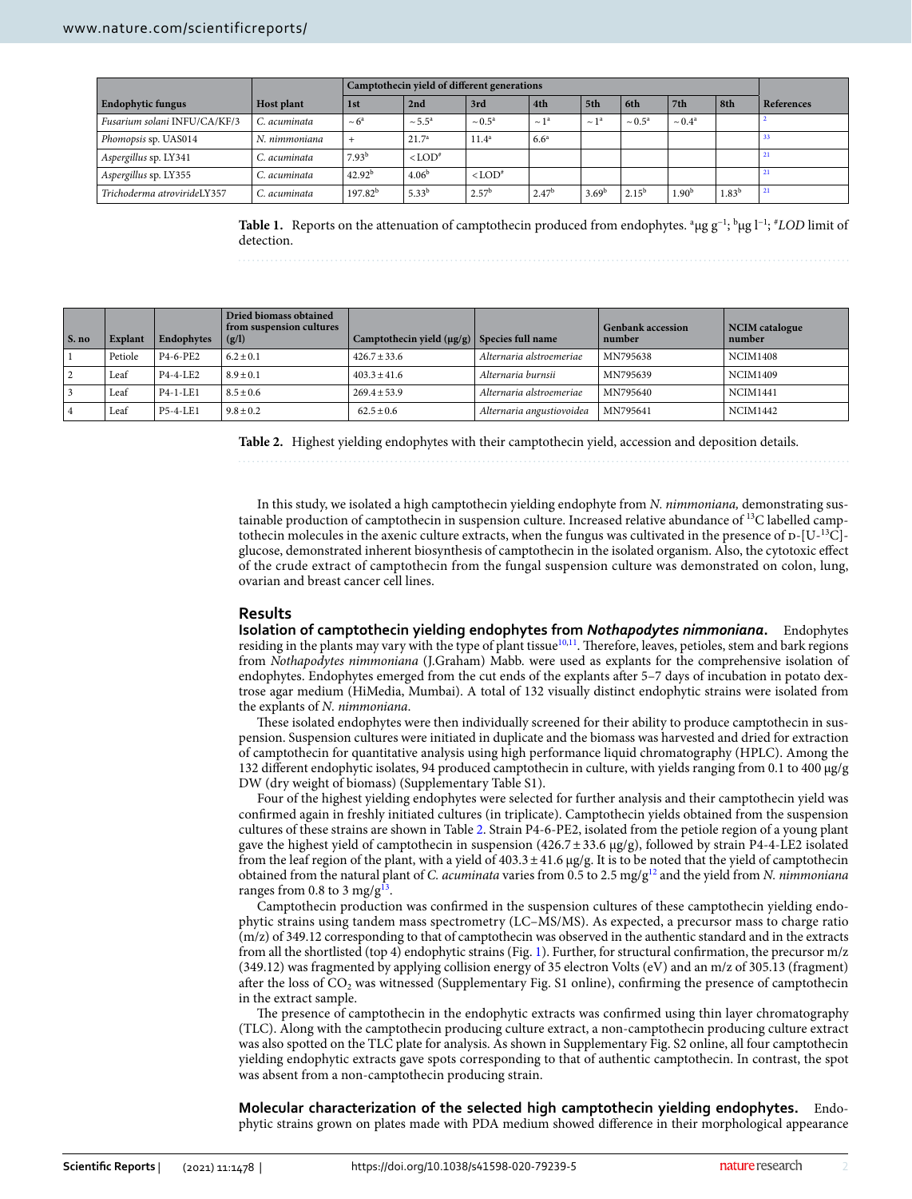| Endophytic fungus | Host plant | Camptothecin yield of different generations | | | | | | | | References |
|---|---|---|---|---|---|---|---|---|---|---|
| | | 1st | 2nd | 3rd | 4th | 5th | 6th | 7th | 8th | |
| *Fusarium solani* INFU/CA/KF/3 | *C. acuminata* | ~6[a] | ~5.5[a] | ~0.5[a] | ~1[a] | ~1[a] | ~0.5[a] | ~0.4[a] | | 2 |
| *Phomopsis* sp. UAS014 | *N. nimmoniana* | + | 21.7[a] | 11.4[a] | 6.6[a] | | | | | 33 |
| *Aspergillus* sp. LY341 | *C. acuminata* | 7.93[b] | <LOD[#] | | | | | | | 21 |
| *Aspergillus* sp. LY355 | *C. acuminata* | 42.92[b] | 4.06[b] | <LOD[#] | | | | | | 21 |
| *Trichoderma atroviride*LY357 | *C. acuminata* | 197.82[b] | 5.33[b] | 2.57[b] | 2.47[b] | 3.69[b] | 2.15[b] | 1.90[b] | 1.83[b] | 21 |

**Table 1.** Reports on the attenuation of camptothecin produced from endophytes. [a]$\mu g\ g^{-1}$; [b]$\mu g\ l^{-1}$; [#]*LOD* limit of detection.

| S. no | Explant | Endophytes | Dried biomass obtained from suspension cultures (g/l) | Camptothecin yield (µg/g) | Species full name | Genbank accession number | NCIM catalogue number |
|---|---|---|---|---|---|---|---|
| 1 | Petiole | P4-6-PE2 | 6.2 ± 0.1 | 426.7 ± 33.6 | *Alternaria alstroemeriae* | MN795638 | NCIM1408 |
| 2 | Leaf | P4-4-LE2 | 8.9 ± 0.1 | 403.3 ± 41.6 | *Alternaria burnsii* | MN795639 | NCIM1409 |
| 3 | Leaf | P4-1-LE1 | 8.5 ± 0.6 | 269.4 ± 53.9 | *Alternaria alstroemeriae* | MN795640 | NCIM1441 |
| 4 | Leaf | P5-4-LE1 | 9.8 ± 0.2 | 62.5 ± 0.6 | *Alternaria angustiovoidea* | MN795641 | NCIM1442 |

**Table 2.** Highest yielding endophytes with their camptothecin yield, accession and deposition details.

In this study, we isolated a high camptothecin yielding endophyte from *N. nimmoniana,* demonstrating sustainable production of camptothecin in suspension culture. Increased relative abundance of $^{13}C$ labelled camptothecin molecules in the axenic culture extracts, when the fungus was cultivated in the presence of D-[U-$^{13}C$]-glucose, demonstrated inherent biosynthesis of camptothecin in the isolated organism. Also, the cytotoxic effect of the crude extract of camptothecin from the fungal suspension culture was demonstrated on colon, lung, ovarian and breast cancer cell lines.

## Results

**Isolation of camptothecin yielding endophytes from *Nothapodytes nimmoniana*.** Endophytes residing in the plants may vary with the type of plant tissue[10,11]. Therefore, leaves, petioles, stem and bark regions from *Nothapodytes nimmoniana* (J.Graham) Mabb. were used as explants for the comprehensive isolation of endophytes. Endophytes emerged from the cut ends of the explants after 5–7 days of incubation in potato dextrose agar medium (HiMedia, Mumbai). A total of 132 visually distinct endophytic strains were isolated from the explants of *N. nimmoniana*.

These isolated endophytes were then individually screened for their ability to produce camptothecin in suspension. Suspension cultures were initiated in duplicate and the biomass was harvested and dried for extraction of camptothecin for quantitative analysis using high performance liquid chromatography (HPLC). Among the 132 different endophytic isolates, 94 produced camptothecin in culture, with yields ranging from 0.1 to 400 µg/g DW (dry weight of biomass) (Supplementary Table S1).

Four of the highest yielding endophytes were selected for further analysis and their camptothecin yield was confirmed again in freshly initiated cultures (in triplicate). Camptothecin yields obtained from the suspension cultures of these strains are shown in Table 2. Strain P4-6-PE2, isolated from the petiole region of a young plant gave the highest yield of camptothecin in suspension (426.7 ± 33.6 µg/g), followed by strain P4-4-LE2 isolated from the leaf region of the plant, with a yield of 403.3 ± 41.6 µg/g. It is to be noted that the yield of camptothecin obtained from the natural plant of *C. acuminata* varies from 0.5 to 2.5 mg/g[12] and the yield from *N. nimmoniana* ranges from 0.8 to 3 mg/g[13].

Camptothecin production was confirmed in the suspension cultures of these camptothecin yielding endophytic strains using tandem mass spectrometry (LC–MS/MS). As expected, a precursor mass to charge ratio (m/z) of 349.12 corresponding to that of camptothecin was observed in the authentic standard and in the extracts from all the shortlisted (top 4) endophytic strains (Fig. 1). Further, for structural confirmation, the precursor m/z (349.12) was fragmented by applying collision energy of 35 electron Volts (eV) and an m/z of 305.13 (fragment) after the loss of $CO_2$ was witnessed (Supplementary Fig. S1 online), confirming the presence of camptothecin in the extract sample.

The presence of camptothecin in the endophytic extracts was confirmed using thin layer chromatography (TLC). Along with the camptothecin producing culture extract, a non-camptothecin producing culture extract was also spotted on the TLC plate for analysis. As shown in Supplementary Fig. S2 online, all four camptothecin yielding endophytic extracts gave spots corresponding to that of authentic camptothecin. In contrast, the spot was absent from a non-camptothecin producing strain.

**Molecular characterization of the selected high camptothecin yielding endophytes.** Endophytic strains grown on plates made with PDA medium showed difference in their morphological appearance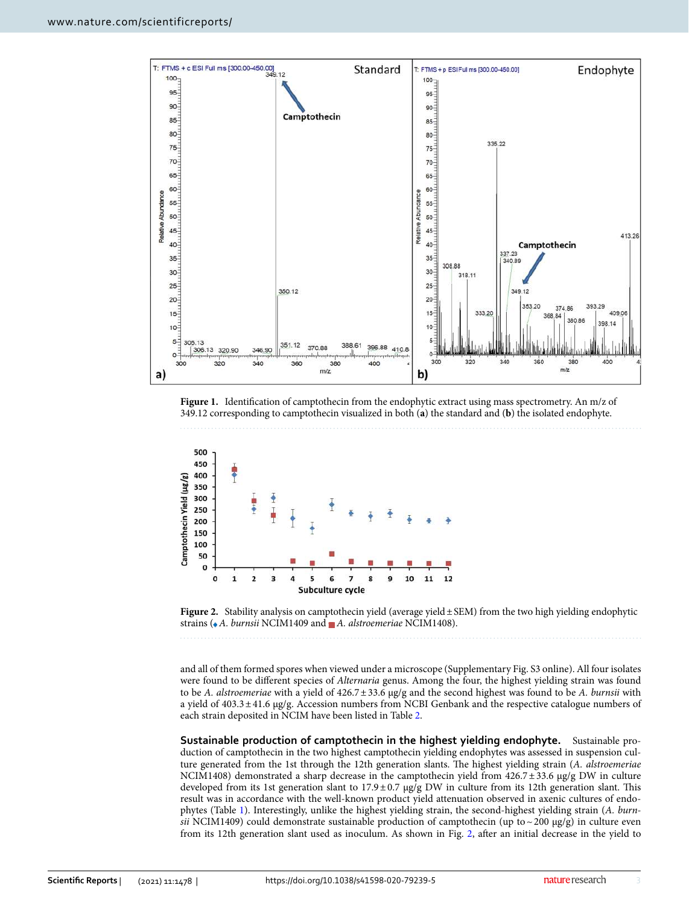Figure 1. Identification of camptothecin from the endophytic extract using mass spectrometry. An m/z of 349.12 corresponding to camptothecin visualized in both (**a**) the standard and (**b**) the isolated endophyte.

Figure 2. Stability analysis on camptothecin yield (average yield ± SEM) from the two high yielding endophytic strains (◆ *A. burnsii* NCIM1409 and ■ *A. alstroemeriae* NCIM1408).

and all of them formed spores when viewed under a microscope (Supplementary Fig. S3 online). All four isolates were found to be different species of *Alternaria* genus. Among the four, the highest yielding strain was found to be *A. alstroemeriae* with a yield of 426.7 ± 33.6 µg/g and the second highest was found to be *A. burnsii* with a yield of 403.3 ± 41.6 µg/g. Accession numbers from NCBI Genbank and the respective catalogue numbers of each strain deposited in NCIM have been listed in Table 2.

**Sustainable production of camptothecin in the highest yielding endophyte.** Sustainable production of camptothecin in the two highest camptothecin yielding endophytes was assessed in suspension culture generated from the 1st through the 12th generation slants. The highest yielding strain (*A. alstroemeriae* NCIM1408) demonstrated a sharp decrease in the camptothecin yield from 426.7 ± 33.6 µg/g DW in culture developed from its 1st generation slant to 17.9 ± 0.7 µg/g DW in culture from its 12th generation slant. This result was in accordance with the well-known product yield attenuation observed in axenic cultures of endophytes (Table 1). Interestingly, unlike the highest yielding strain, the second-highest yielding strain (*A. burnsii* NCIM1409) could demonstrate sustainable production of camptothecin (up to ~ 200 µg/g) in culture even from its 12th generation slant used as inoculum. As shown in Fig. 2, after an initial decrease in the yield to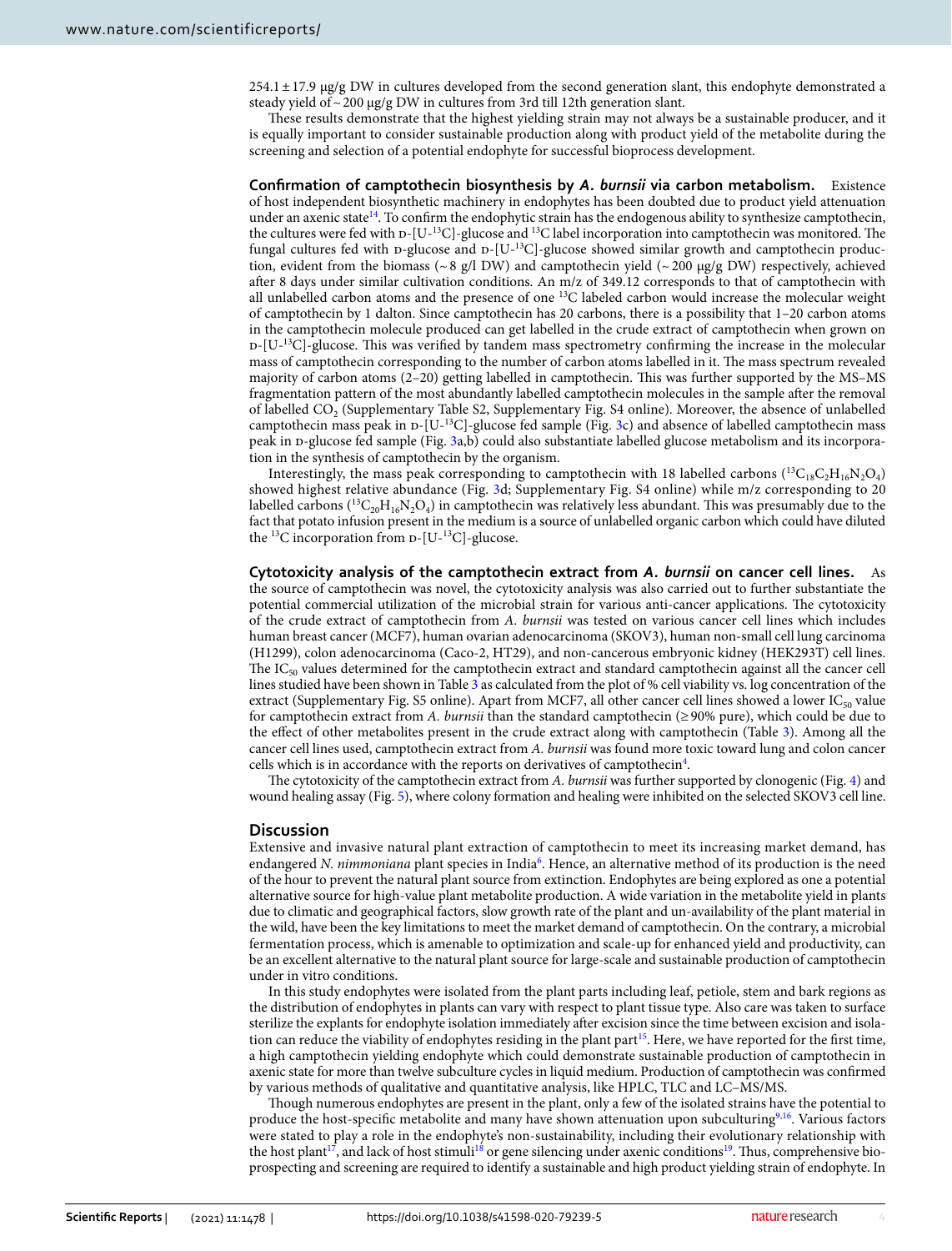254.1 ± 17.9 μg/g DW in cultures developed from the second generation slant, this endophyte demonstrated a steady yield of ~ 200 μg/g DW in cultures from 3rd till 12th generation slant.

These results demonstrate that the highest yielding strain may not always be a sustainable producer, and it is equally important to consider sustainable production along with product yield of the metabolite during the screening and selection of a potential endophyte for successful bioprocess development.

**Confirmation of camptothecin biosynthesis by *A. burnsii* via carbon metabolism.** Existence of host independent biosynthetic machinery in endophytes has been doubted due to product yield attenuation under an axenic state[14]. To confirm the endophytic strain has the endogenous ability to synthesize camptothecin, the cultures were fed with D-[U-$^{13}$C]-glucose and $^{13}$C label incorporation into camptothecin was monitored. The fungal cultures fed with D-glucose and D-[U-$^{13}$C]-glucose showed similar growth and camptothecin production, evident from the biomass (~ 8 g/l DW) and camptothecin yield (~ 200 μg/g DW) respectively, achieved after 8 days under similar cultivation conditions. An m/z of 349.12 corresponds to that of camptothecin with all unlabelled carbon atoms and the presence of one $^{13}$C labeled carbon would increase the molecular weight of camptothecin by 1 dalton. Since camptothecin has 20 carbons, there is a possibility that 1–20 carbon atoms in the camptothecin molecule produced can get labelled in the crude extract of camptothecin when grown on D-[U-$^{13}$C]-glucose. This was verified by tandem mass spectrometry confirming the increase in the molecular mass of camptothecin corresponding to the number of carbon atoms labelled in it. The mass spectrum revealed majority of carbon atoms (2–20) getting labelled in camptothecin. This was further supported by the MS–MS fragmentation pattern of the most abundantly labelled camptothecin molecules in the sample after the removal of labelled $CO_2$ (Supplementary Table S2, Supplementary Fig. S4 online). Moreover, the absence of unlabelled camptothecin mass peak in D-[U-$^{13}$C]-glucose fed sample (Fig. 3c) and absence of labelled camptothecin mass peak in D-glucose fed sample (Fig. 3a,b) could also substantiate labelled glucose metabolism and its incorporation in the synthesis of camptothecin by the organism.

Interestingly, the mass peak corresponding to camptothecin with 18 labelled carbons ($^{13}C_{18}C_2H_{16}N_2O_4$) showed highest relative abundance (Fig. 3d; Supplementary Fig. S4 online) while m/z corresponding to 20 labelled carbons ($^{13}C_{20}H_{16}N_2O_4$) in camptothecin was relatively less abundant. This was presumably due to the fact that potato infusion present in the medium is a source of unlabelled organic carbon which could have diluted the $^{13}$C incorporation from D-[U-$^{13}$C]-glucose.

**Cytotoxicity analysis of the camptothecin extract from *A. burnsii* on cancer cell lines.** As the source of camptothecin was novel, the cytotoxicity analysis was also carried out to further substantiate the potential commercial utilization of the microbial strain for various anti-cancer applications. The cytotoxicity of the crude extract of camptothecin from *A. burnsii* was tested on various cancer cell lines which includes human breast cancer (MCF7), human ovarian adenocarcinoma (SKOV3), human non-small cell lung carcinoma (H1299), colon adenocarcinoma (Caco-2, HT29), and non-cancerous embryonic kidney (HEK293T) cell lines. The $IC_{50}$ values determined for the camptothecin extract and standard camptothecin against all the cancer cell lines studied have been shown in Table 3 as calculated from the plot of % cell viability vs. log concentration of the extract (Supplementary Fig. S5 online). Apart from MCF7, all other cancer cell lines showed a lower $IC_{50}$ value for camptothecin extract from *A. burnsii* than the standard camptothecin (≥ 90% pure), which could be due to the effect of other metabolites present in the crude extract along with camptothecin (Table 3). Among all the cancer cell lines used, camptothecin extract from *A. burnsii* was found more toxic toward lung and colon cancer cells which is in accordance with the reports on derivatives of camptothecin[4].

The cytotoxicity of the camptothecin extract from *A. burnsii* was further supported by clonogenic (Fig. 4) and wound healing assay (Fig. 5), where colony formation and healing were inhibited on the selected SKOV3 cell line.

## Discussion

Extensive and invasive natural plant extraction of camptothecin to meet its increasing market demand, has endangered *N. nimmoniana* plant species in India[6]. Hence, an alternative method of its production is the need of the hour to prevent the natural plant source from extinction. Endophytes are being explored as one a potential alternative source for high-value plant metabolite production. A wide variation in the metabolite yield in plants due to climatic and geographical factors, slow growth rate of the plant and un-availability of the plant material in the wild, have been the key limitations to meet the market demand of camptothecin. On the contrary, a microbial fermentation process, which is amenable to optimization and scale-up for enhanced yield and productivity, can be an excellent alternative to the natural plant source for large-scale and sustainable production of camptothecin under in vitro conditions.

In this study endophytes were isolated from the plant parts including leaf, petiole, stem and bark regions as the distribution of endophytes in plants can vary with respect to plant tissue type. Also care was taken to surface sterilize the explants for endophyte isolation immediately after excision since the time between excision and isolation can reduce the viability of endophytes residing in the plant part[15]. Here, we have reported for the first time, a high camptothecin yielding endophyte which could demonstrate sustainable production of camptothecin in axenic state for more than twelve subculture cycles in liquid medium. Production of camptothecin was confirmed by various methods of qualitative and quantitative analysis, like HPLC, TLC and LC–MS/MS.

Though numerous endophytes are present in the plant, only a few of the isolated strains have the potential to produce the host-specific metabolite and many have shown attenuation upon subculturing[9,16]. Various factors were stated to play a role in the endophyte's non-sustainability, including their evolutionary relationship with the host plant[17], and lack of host stimuli[18] or gene silencing under axenic conditions[19]. Thus, comprehensive bioprospecting and screening are required to identify a sustainable and high product yielding strain of endophyte. In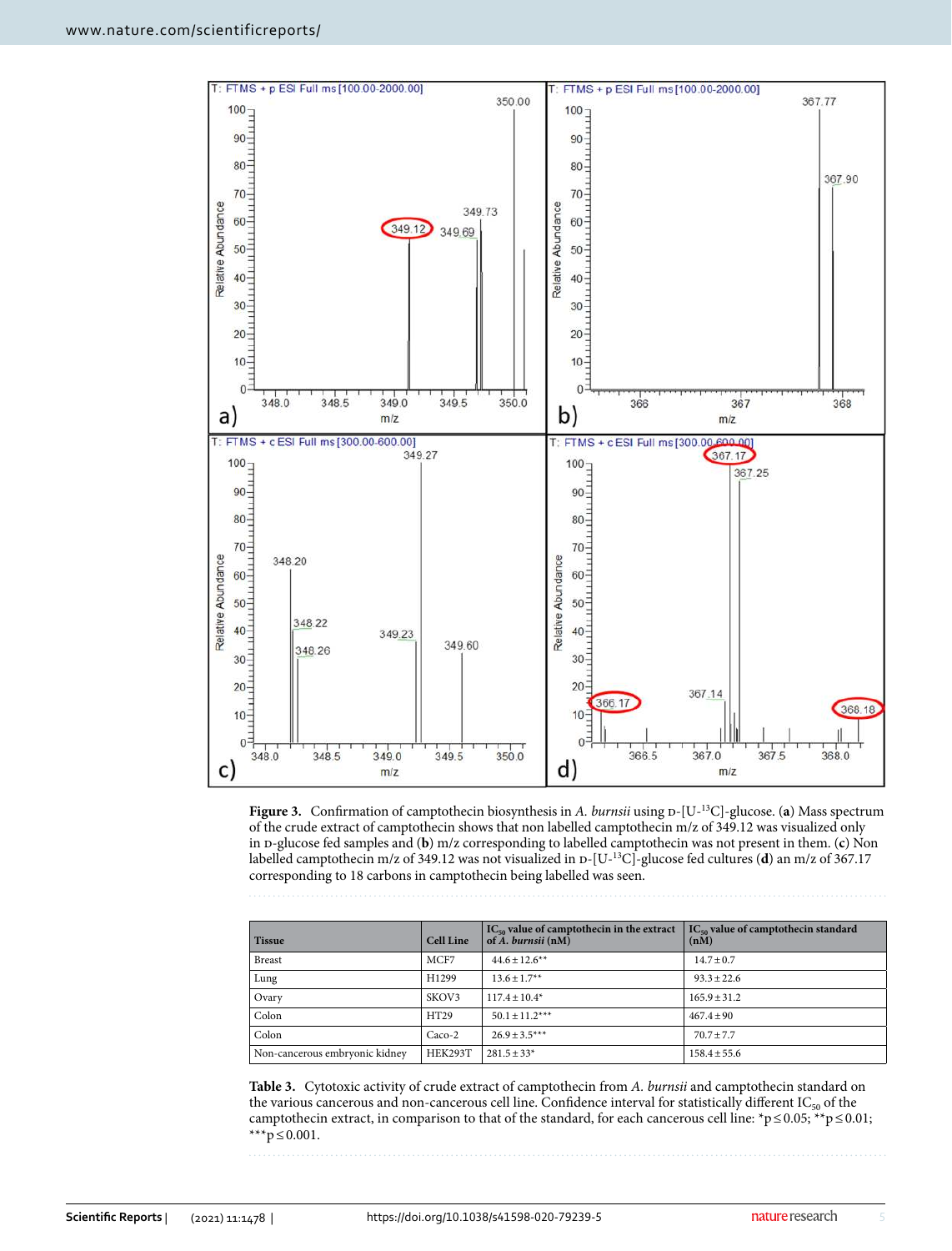**Figure 3.** Confirmation of camptothecin biosynthesis in *A. burnsii* using D-[U-[13]C]-glucose. (**a**) Mass spectrum of the crude extract of camptothecin shows that non labelled camptothecin m/z of 349.12 was visualized only in D-glucose fed samples and (**b**) m/z corresponding to labelled camptothecin was not present in them. (**c**) Non labelled camptothecin m/z of 349.12 was not visualized in D-[U-[13]C]-glucose fed cultures (**d**) an m/z of 367.17 corresponding to 18 carbons in camptothecin being labelled was seen.

| Tissue | Cell Line | $IC_{50}$ value of camptothecin in the extract of *A. burnsii* (nM) | $IC_{50}$ value of camptothecin standard (nM) |
|---|---|---|---|
| Breast | MCF7 | 44.6 ± 12.6** | 14.7 ± 0.7 |
| Lung | H1299 | 13.6 ± 1.7** | 93.3 ± 22.6 |
| Ovary | SKOV3 | 117.4 ± 10.4* | 165.9 ± 31.2 |
| Colon | HT29 | 50.1 ± 11.2*** | 467.4 ± 90 |
| Colon | Caco-2 | 26.9 ± 3.5*** | 70.7 ± 7.7 |
| Non-cancerous embryonic kidney | HEK293T | 281.5 ± 33* | 158.4 ± 55.6 |

**Table 3.** Cytotoxic activity of crude extract of camptothecin from *A. burnsii* and camptothecin standard on the various cancerous and non-cancerous cell line. Confidence interval for statistically different $IC_{50}$ of the camptothecin extract, in comparison to that of the standard, for each cancerous cell line: *$p \leq 0.05$; **$p \leq 0.01$; ***$p \leq 0.001$.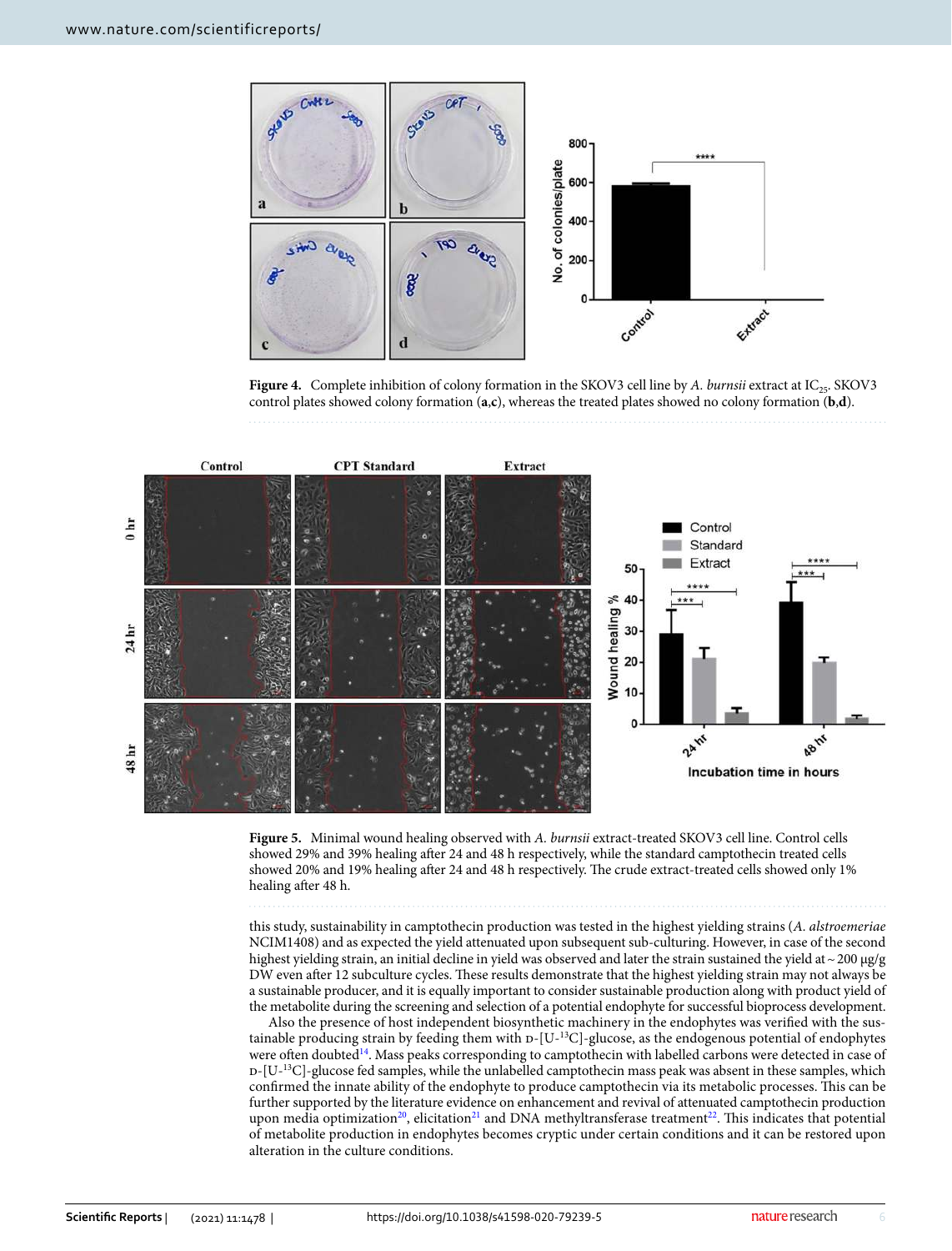**Figure 4.** Complete inhibition of colony formation in the SKOV3 cell line by *A. burnsii* extract at $IC_{25}$. SKOV3 control plates showed colony formation (**a**,**c**), whereas the treated plates showed no colony formation (**b**,**d**).

**Figure 5.** Minimal wound healing observed with *A. burnsii* extract-treated SKOV3 cell line. Control cells showed 29% and 39% healing after 24 and 48 h respectively, while the standard camptothecin treated cells showed 20% and 19% healing after 24 and 48 h respectively. The crude extract-treated cells showed only 1% healing after 48 h.

this study, sustainability in camptothecin production was tested in the highest yielding strains (*A. alstroemeriae* NCIM1408) and as expected the yield attenuated upon subsequent sub-culturing. However, in case of the second highest yielding strain, an initial decline in yield was observed and later the strain sustained the yield at ~ 200 μg/g DW even after 12 subculture cycles. These results demonstrate that the highest yielding strain may not always be a sustainable producer, and it is equally important to consider sustainable production along with product yield of the metabolite during the screening and selection of a potential endophyte for successful bioprocess development.

Also the presence of host independent biosynthetic machinery in the endophytes was verified with the sustainable producing strain by feeding them with D-[U-$^{13}$C]-glucose, as the endogenous potential of endophytes were often doubted[14]. Mass peaks corresponding to camptothecin with labelled carbons were detected in case of D-[U-$^{13}$C]-glucose fed samples, while the unlabelled camptothecin mass peak was absent in these samples, which confirmed the innate ability of the endophyte to produce camptothecin via its metabolic processes. This can be further supported by the literature evidence on enhancement and revival of attenuated camptothecin production upon media optimization[20], elicitation[21] and DNA methyltransferase treatment[22]. This indicates that potential of metabolite production in endophytes becomes cryptic under certain conditions and it can be restored upon alteration in the culture conditions.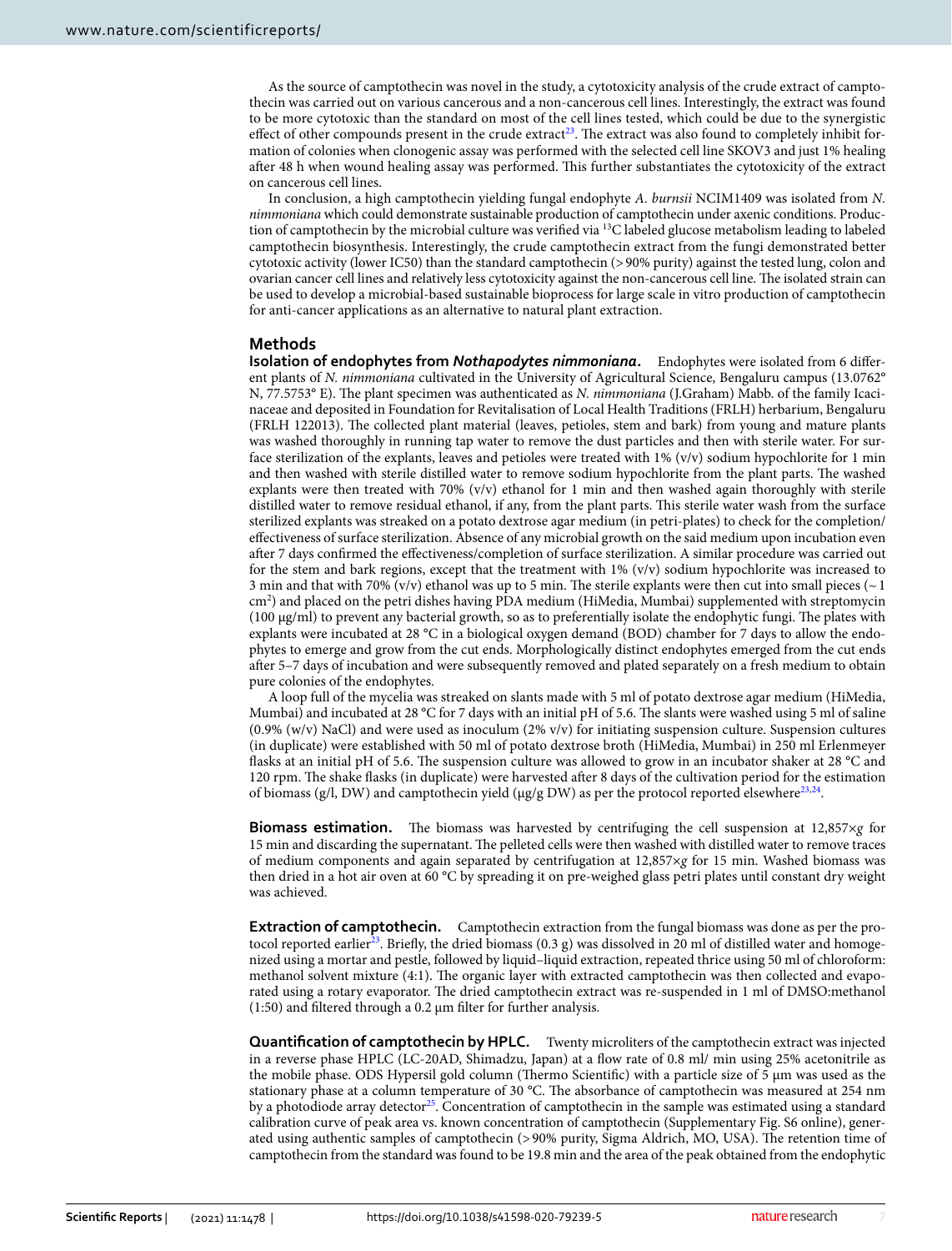As the source of camptothecin was novel in the study, a cytotoxicity analysis of the crude extract of camptothecin was carried out on various cancerous and a non-cancerous cell lines. Interestingly, the extract was found to be more cytotoxic than the standard on most of the cell lines tested, which could be due to the synergistic effect of other compounds present in the crude extract[23]. The extract was also found to completely inhibit formation of colonies when clonogenic assay was performed with the selected cell line SKOV3 and just 1% healing after 48 h when wound healing assay was performed. This further substantiates the cytotoxicity of the extract on cancerous cell lines.

In conclusion, a high camptothecin yielding fungal endophyte *A. burnsii* NCIM1409 was isolated from *N. nimmoniana* which could demonstrate sustainable production of camptothecin under axenic conditions. Production of camptothecin by the microbial culture was verified via $^{13}C$ labeled glucose metabolism leading to labeled camptothecin biosynthesis. Interestingly, the crude camptothecin extract from the fungi demonstrated better cytotoxic activity (lower IC50) than the standard camptothecin (> 90% purity) against the tested lung, colon and ovarian cancer cell lines and relatively less cytotoxicity against the non-cancerous cell line. The isolated strain can be used to develop a microbial-based sustainable bioprocess for large scale in vitro production of camptothecin for anti-cancer applications as an alternative to natural plant extraction.

## Methods

**Isolation of endophytes from *Nothapodytes nimmoniana*.** Endophytes were isolated from 6 different plants of *N. nimmoniana* cultivated in the University of Agricultural Science, Bengaluru campus (13.0762° N, 77.5753° E). The plant specimen was authenticated as *N. nimmoniana* (J.Graham) Mabb. of the family Icacinaceae and deposited in Foundation for Revitalisation of Local Health Traditions (FRLH) herbarium, Bengaluru (FRLH 122013). The collected plant material (leaves, petioles, stem and bark) from young and mature plants was washed thoroughly in running tap water to remove the dust particles and then with sterile water. For surface sterilization of the explants, leaves and petioles were treated with 1% (v/v) sodium hypochlorite for 1 min and then washed with sterile distilled water to remove sodium hypochlorite from the plant parts. The washed explants were then treated with 70% (v/v) ethanol for 1 min and then washed again thoroughly with sterile distilled water to remove residual ethanol, if any, from the plant parts. This sterile water wash from the surface sterilized explants was streaked on a potato dextrose agar medium (in petri-plates) to check for the completion/effectiveness of surface sterilization. Absence of any microbial growth on the said medium upon incubation even after 7 days confirmed the effectiveness/completion of surface sterilization. A similar procedure was carried out for the stem and bark regions, except that the treatment with 1% (v/v) sodium hypochlorite was increased to 3 min and that with 70% (v/v) ethanol was up to 5 min. The sterile explants were then cut into small pieces (~ 1 $cm^2$) and placed on the petri dishes having PDA medium (HiMedia, Mumbai) supplemented with streptomycin (100 μg/ml) to prevent any bacterial growth, so as to preferentially isolate the endophytic fungi. The plates with explants were incubated at 28 °C in a biological oxygen demand (BOD) chamber for 7 days to allow the endophytes to emerge and grow from the cut ends. Morphologically distinct endophytes emerged from the cut ends after 5–7 days of incubation and were subsequently removed and plated separately on a fresh medium to obtain pure colonies of the endophytes.

A loop full of the mycelia was streaked on slants made with 5 ml of potato dextrose agar medium (HiMedia, Mumbai) and incubated at 28 °C for 7 days with an initial pH of 5.6. The slants were washed using 5 ml of saline (0.9% (w/v) NaCl) and were used as inoculum (2% v/v) for initiating suspension culture. Suspension cultures (in duplicate) were established with 50 ml of potato dextrose broth (HiMedia, Mumbai) in 250 ml Erlenmeyer flasks at an initial pH of 5.6. The suspension culture was allowed to grow in an incubator shaker at 28 °C and 120 rpm. The shake flasks (in duplicate) were harvested after 8 days of the cultivation period for the estimation of biomass (g/l, DW) and camptothecin yield (μg/g DW) as per the protocol reported elsewhere[23,24].

**Biomass estimation.** The biomass was harvested by centrifuging the cell suspension at 12,857×*g* for 15 min and discarding the supernatant. The pelleted cells were then washed with distilled water to remove traces of medium components and again separated by centrifugation at 12,857×*g* for 15 min. Washed biomass was then dried in a hot air oven at 60 °C by spreading it on pre-weighed glass petri plates until constant dry weight was achieved.

**Extraction of camptothecin.** Camptothecin extraction from the fungal biomass was done as per the protocol reported earlier[23]. Briefly, the dried biomass (0.3 g) was dissolved in 20 ml of distilled water and homogenized using a mortar and pestle, followed by liquid–liquid extraction, repeated thrice using 50 ml of chloroform: methanol solvent mixture (4:1). The organic layer with extracted camptothecin was then collected and evaporated using a rotary evaporator. The dried camptothecin extract was re-suspended in 1 ml of DMSO:methanol (1:50) and filtered through a 0.2 μm filter for further analysis.

**Quantification of camptothecin by HPLC.** Twenty microliters of the camptothecin extract was injected in a reverse phase HPLC (LC-20AD, Shimadzu, Japan) at a flow rate of 0.8 ml/ min using 25% acetonitrile as the mobile phase. ODS Hypersil gold column (Thermo Scientific) with a particle size of 5 μm was used as the stationary phase at a column temperature of 30 °C. The absorbance of camptothecin was measured at 254 nm by a photodiode array detector[25]. Concentration of camptothecin in the sample was estimated using a standard calibration curve of peak area vs. known concentration of camptothecin (Supplementary Fig. S6 online), generated using authentic samples of camptothecin (> 90% purity, Sigma Aldrich, MO, USA). The retention time of camptothecin from the standard was found to be 19.8 min and the area of the peak obtained from the endophytic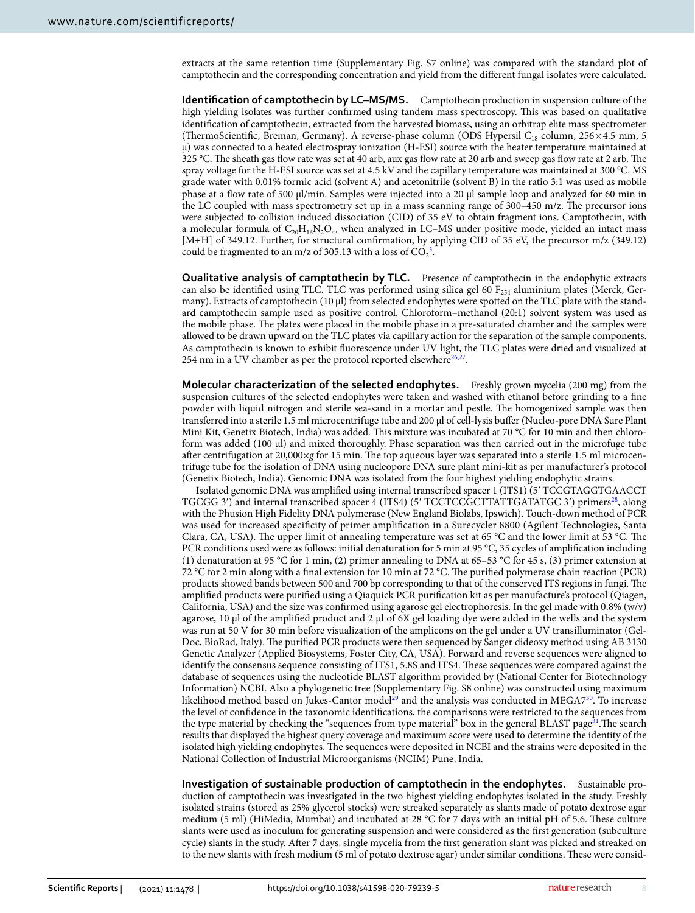extracts at the same retention time (Supplementary Fig. S7 online) was compared with the standard plot of camptothecin and the corresponding concentration and yield from the different fungal isolates were calculated.

**Identification of camptothecin by LC–MS/MS.** Camptothecin production in suspension culture of the high yielding isolates was further confirmed using tandem mass spectroscopy. This was based on qualitative identification of camptothecin, extracted from the harvested biomass, using an orbitrap elite mass spectrometer (ThermoScientific, Breman, Germany). A reverse-phase column (ODS Hypersil $C_{18}$ column, 256 × 4.5 mm, 5 μ) was connected to a heated electrospray ionization (H-ESI) source with the heater temperature maintained at 325 °C. The sheath gas flow rate was set at 40 arb, aux gas flow rate at 20 arb and sweep gas flow rate at 2 arb. The spray voltage for the H-ESI source was set at 4.5 kV and the capillary temperature was maintained at 300 °C. MS grade water with 0.01% formic acid (solvent A) and acetonitrile (solvent B) in the ratio 3:1 was used as mobile phase at a flow rate of 500 μl/min. Samples were injected into a 20 μl sample loop and analyzed for 60 min in the LC coupled with mass spectrometry set up in a mass scanning range of 300–450 m/z. The precursor ions were subjected to collision induced dissociation (CID) of 35 eV to obtain fragment ions. Camptothecin, with a molecular formula of $C_{20}H_{16}N_2O_4$, when analyzed in LC–MS under positive mode, yielded an intact mass [M+H] of 349.12. Further, for structural confirmation, by applying CID of 35 eV, the precursor m/z (349.12) could be fragmented to an m/z of 305.13 with a loss of $CO_2$[3].

**Qualitative analysis of camptothecin by TLC.** Presence of camptothecin in the endophytic extracts can also be identified using TLC. TLC was performed using silica gel 60 $F_{254}$ aluminium plates (Merck, Germany). Extracts of camptothecin (10 μl) from selected endophytes were spotted on the TLC plate with the standard camptothecin sample used as positive control. Chloroform–methanol (20:1) solvent system was used as the mobile phase. The plates were placed in the mobile phase in a pre-saturated chamber and the samples were allowed to be drawn upward on the TLC plates via capillary action for the separation of the sample components. As camptothecin is known to exhibit fluorescence under UV light, the TLC plates were dried and visualized at 254 nm in a UV chamber as per the protocol reported elsewhere[26,27].

**Molecular characterization of the selected endophytes.** Freshly grown mycelia (200 mg) from the suspension cultures of the selected endophytes were taken and washed with ethanol before grinding to a fine powder with liquid nitrogen and sterile sea-sand in a mortar and pestle. The homogenized sample was then transferred into a sterile 1.5 ml microcentrifuge tube and 200 μl of cell-lysis buffer (Nucleo-pore DNA Sure Plant Mini Kit, Genetix Biotech, India) was added. This mixture was incubated at 70 °C for 10 min and then chloroform was added (100 μl) and mixed thoroughly. Phase separation was then carried out in the microfuge tube after centrifugation at 20,000×*g* for 15 min. The top aqueous layer was separated into a sterile 1.5 ml microcentrifuge tube for the isolation of DNA using nucleopore DNA sure plant mini-kit as per manufacturer's protocol (Genetix Biotech, India). Genomic DNA was isolated from the four highest yielding endophytic strains.

Isolated genomic DNA was amplified using internal transcribed spacer 1 (ITS1) (5′ TCCGTAGGTGAACCT TGCGG 3′) and internal transcribed spacer 4 (ITS4) (5′ TCCTCCGCTTATTGATATGC 3′) primers[28], along with the Phusion High Fidelity DNA polymerase (New England Biolabs, Ipswich). Touch-down method of PCR was used for increased specificity of primer amplification in a Surecycler 8800 (Agilent Technologies, Santa Clara, CA, USA). The upper limit of annealing temperature was set at 65 °C and the lower limit at 53 °C. The PCR conditions used were as follows: initial denaturation for 5 min at 95 °C, 35 cycles of amplification including (1) denaturation at 95 °C for 1 min, (2) primer annealing to DNA at 65–53 °C for 45 s, (3) primer extension at 72 °C for 2 min along with a final extension for 10 min at 72 °C. The purified polymerase chain reaction (PCR) products showed bands between 500 and 700 bp corresponding to that of the conserved ITS regions in fungi. The amplified products were purified using a Qiaquick PCR purification kit as per manufacture's protocol (Qiagen, California, USA) and the size was confirmed using agarose gel electrophoresis. In the gel made with 0.8% (w/v) agarose, 10 μl of the amplified product and 2 μl of 6X gel loading dye were added in the wells and the system was run at 50 V for 30 min before visualization of the amplicons on the gel under a UV transilluminator (Gel-Doc, BioRad, Italy). The purified PCR products were then sequenced by Sanger dideoxy method using AB 3130 Genetic Analyzer (Applied Biosystems, Foster City, CA, USA). Forward and reverse sequences were aligned to identify the consensus sequence consisting of ITS1, 5.8S and ITS4. These sequences were compared against the database of sequences using the nucleotide BLAST algorithm provided by (National Center for Biotechnology Information) NCBI. Also a phylogenetic tree (Supplementary Fig. S8 online) was constructed using maximum likelihood method based on Jukes-Cantor model[29] and the analysis was conducted in MEGA7[30]. To increase the level of confidence in the taxonomic identifications, the comparisons were restricted to the sequences from the type material by checking the "sequences from type material" box in the general BLAST page[31].The search results that displayed the highest query coverage and maximum score were used to determine the identity of the isolated high yielding endophytes. The sequences were deposited in NCBI and the strains were deposited in the National Collection of Industrial Microorganisms (NCIM) Pune, India.

**Investigation of sustainable production of camptothecin in the endophytes.** Sustainable production of camptothecin was investigated in the two highest yielding endophytes isolated in the study. Freshly isolated strains (stored as 25% glycerol stocks) were streaked separately as slants made of potato dextrose agar medium (5 ml) (HiMedia, Mumbai) and incubated at 28 °C for 7 days with an initial pH of 5.6. These culture slants were used as inoculum for generating suspension and were considered as the first generation (subculture cycle) slants in the study. After 7 days, single mycelia from the first generation slant was picked and streaked on to the new slants with fresh medium (5 ml of potato dextrose agar) under similar conditions. These were consid-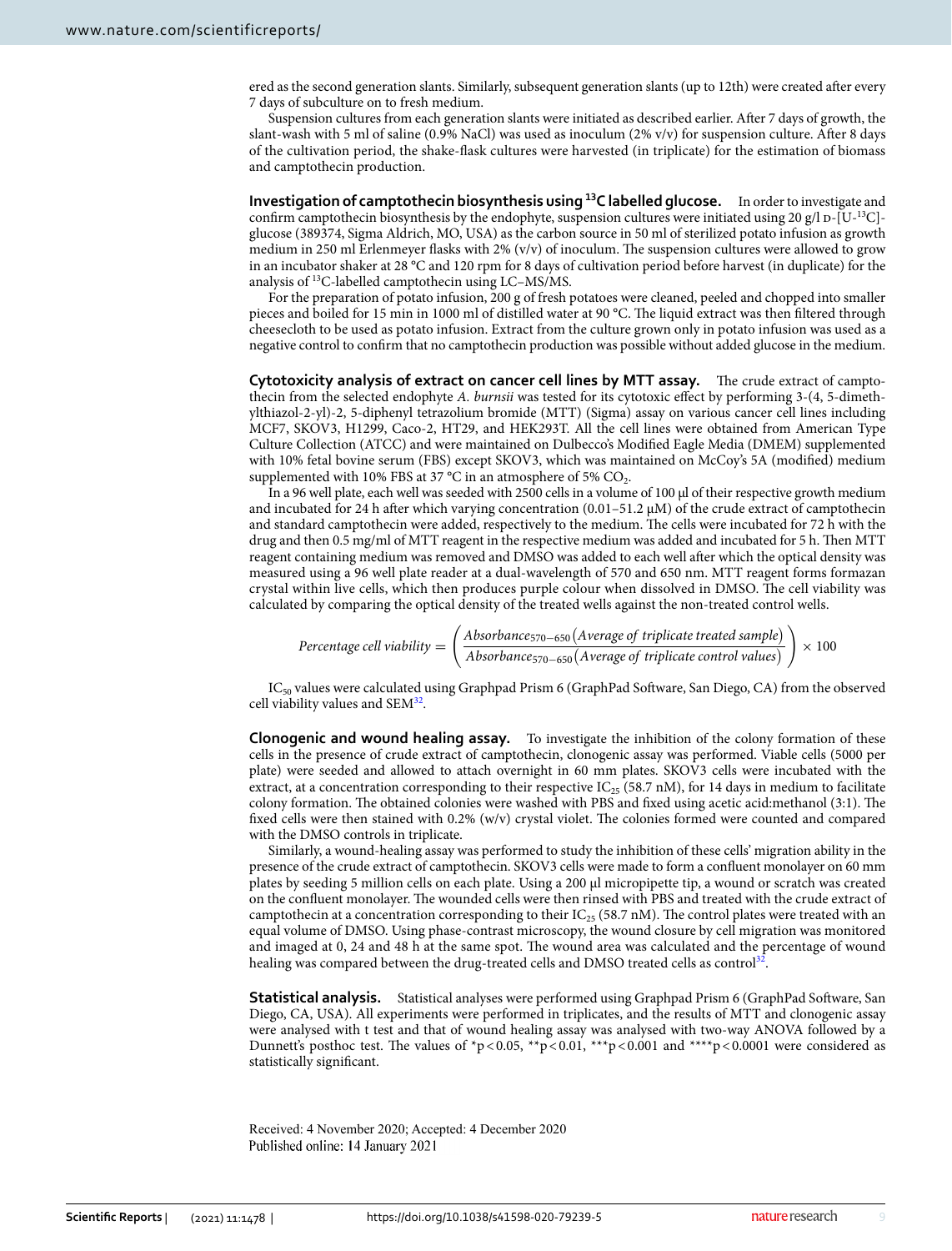ered as the second generation slants. Similarly, subsequent generation slants (up to 12th) were created after every 7 days of subculture on to fresh medium.

Suspension cultures from each generation slants were initiated as described earlier. After 7 days of growth, the slant-wash with 5 ml of saline (0.9% NaCl) was used as inoculum (2% v/v) for suspension culture. After 8 days of the cultivation period, the shake-flask cultures were harvested (in triplicate) for the estimation of biomass and camptothecin production.

**Investigation of camptothecin biosynthesis using $^{13}C$ labelled glucose.** In order to investigate and confirm camptothecin biosynthesis by the endophyte, suspension cultures were initiated using 20 g/l D-[U-$^{13}C$]-glucose (389374, Sigma Aldrich, MO, USA) as the carbon source in 50 ml of sterilized potato infusion as growth medium in 250 ml Erlenmeyer flasks with 2% (v/v) of inoculum. The suspension cultures were allowed to grow in an incubator shaker at 28 °C and 120 rpm for 8 days of cultivation period before harvest (in duplicate) for the analysis of $^{13}C$-labelled camptothecin using LC–MS/MS.

For the preparation of potato infusion, 200 g of fresh potatoes were cleaned, peeled and chopped into smaller pieces and boiled for 15 min in 1000 ml of distilled water at 90 °C. The liquid extract was then filtered through cheesecloth to be used as potato infusion. Extract from the culture grown only in potato infusion was used as a negative control to confirm that no camptothecin production was possible without added glucose in the medium.

**Cytotoxicity analysis of extract on cancer cell lines by MTT assay.** The crude extract of camptothecin from the selected endophyte *A. burnsii* was tested for its cytotoxic effect by performing 3-(4, 5-dimethylthiazol-2-yl)-2, 5-diphenyl tetrazolium bromide (MTT) (Sigma) assay on various cancer cell lines including MCF7, SKOV3, H1299, Caco-2, HT29, and HEK293T. All the cell lines were obtained from American Type Culture Collection (ATCC) and were maintained on Dulbecco's Modified Eagle Media (DMEM) supplemented with 10% fetal bovine serum (FBS) except SKOV3, which was maintained on McCoy's 5A (modified) medium supplemented with 10% FBS at 37 °C in an atmosphere of 5% $CO_2$.

In a 96 well plate, each well was seeded with 2500 cells in a volume of 100 µl of their respective growth medium and incubated for 24 h after which varying concentration (0.01–51.2 µM) of the crude extract of camptothecin and standard camptothecin were added, respectively to the medium. The cells were incubated for 72 h with the drug and then 0.5 mg/ml of MTT reagent in the respective medium was added and incubated for 5 h. Then MTT reagent containing medium was removed and DMSO was added to each well after which the optical density was measured using a 96 well plate reader at a dual-wavelength of 570 and 650 nm. MTT reagent forms formazan crystal within live cells, which then produces purple colour when dissolved in DMSO. The cell viability was calculated by comparing the optical density of the treated wells against the non-treated control wells.

$$Percentage\ cell\ viability = \left(\frac{Absorbance_{570-650}(Average\ of\ triplicate\ treated\ sample)}{Absorbance_{570-650}(Average\ of\ triplicate\ control\ values)}\right) \times 100$$

$IC_{50}$ values were calculated using Graphpad Prism 6 (GraphPad Software, San Diego, CA) from the observed cell viability values and SEM[32].

**Clonogenic and wound healing assay.** To investigate the inhibition of the colony formation of these cells in the presence of crude extract of camptothecin, clonogenic assay was performed. Viable cells (5000 per plate) were seeded and allowed to attach overnight in 60 mm plates. SKOV3 cells were incubated with the extract, at a concentration corresponding to their respective $IC_{25}$ (58.7 nM), for 14 days in medium to facilitate colony formation. The obtained colonies were washed with PBS and fixed using acetic acid:methanol (3:1). The fixed cells were then stained with 0.2% (w/v) crystal violet. The colonies formed were counted and compared with the DMSO controls in triplicate.

Similarly, a wound-healing assay was performed to study the inhibition of these cells' migration ability in the presence of the crude extract of camptothecin. SKOV3 cells were made to form a confluent monolayer on 60 mm plates by seeding 5 million cells on each plate. Using a 200 µl micropipette tip, a wound or scratch was created on the confluent monolayer. The wounded cells were then rinsed with PBS and treated with the crude extract of camptothecin at a concentration corresponding to their $IC_{25}$ (58.7 nM). The control plates were treated with an equal volume of DMSO. Using phase-contrast microscopy, the wound closure by cell migration was monitored and imaged at 0, 24 and 48 h at the same spot. The wound area was calculated and the percentage of wound healing was compared between the drug-treated cells and DMSO treated cells as control[32].

**Statistical analysis.** Statistical analyses were performed using Graphpad Prism 6 (GraphPad Software, San Diego, CA, USA). All experiments were performed in triplicates, and the results of MTT and clonogenic assay were analysed with t test and that of wound healing assay was analysed with two-way ANOVA followed by a Dunnett's posthoc test. The values of *$p < 0.05$, **$p < 0.01$, ***$p < 0.001$ and ****$p < 0.0001$ were considered as statistically significant.

Received: 4 November 2020; Accepted: 4 December 2020
Published online: 14 January 2021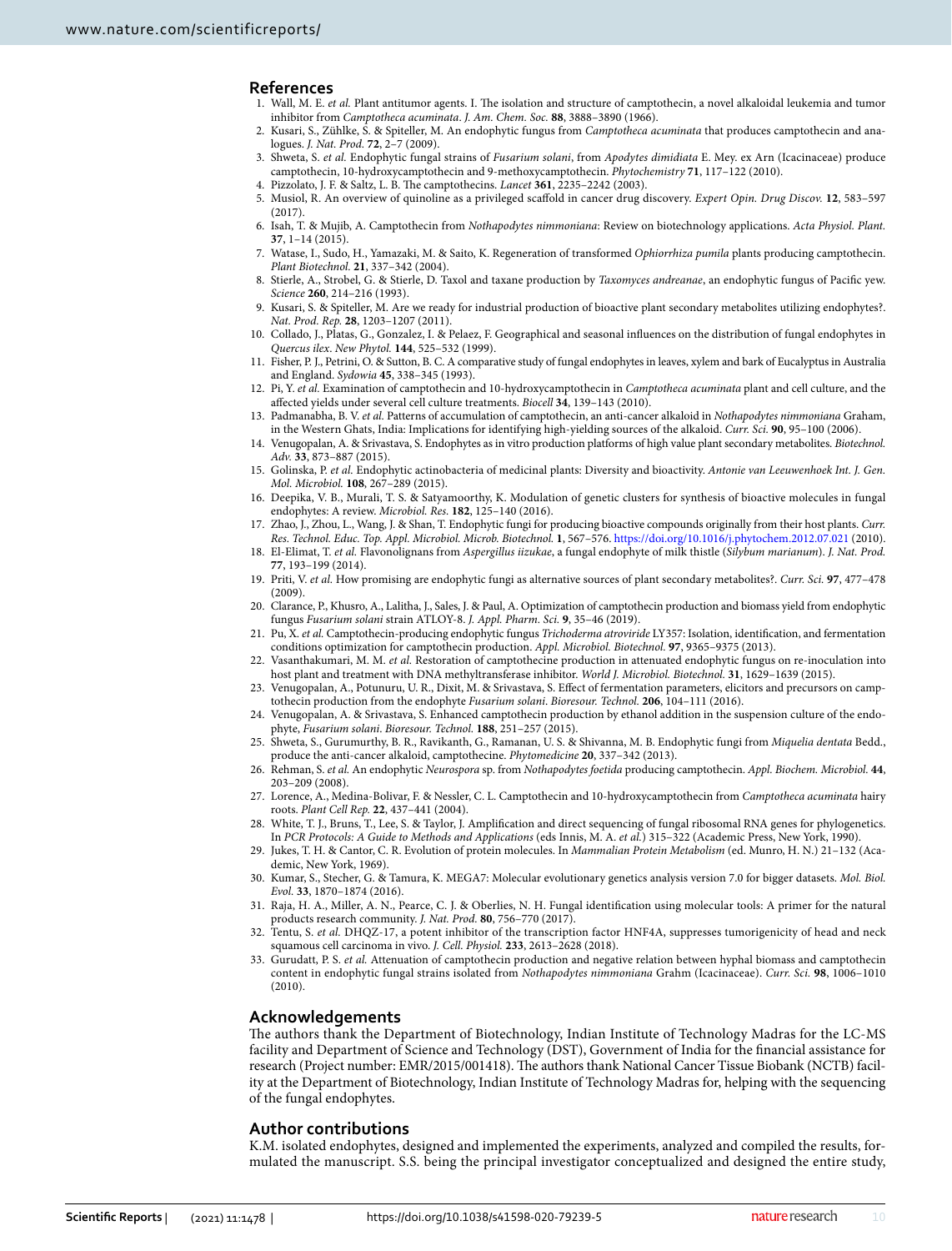## References

1. Wall, M. E. *et al.* Plant antitumor agents. I. The isolation and structure of camptothecin, a novel alkaloidal leukemia and tumor inhibitor from *Camptotheca acuminata*. *J. Am. Chem. Soc.* **88**, 3888–3890 (1966).
2. Kusari, S., Zühlke, S. & Spiteller, M. An endophytic fungus from *Camptotheca acuminata* that produces camptothecin and analogues. *J. Nat. Prod.* **72**, 2–7 (2009).
3. Shweta, S. *et al.* Endophytic fungal strains of *Fusarium solani*, from *Apodytes dimidiata* E. Mey. ex Arn (Icacinaceae) produce camptothecin, 10-hydroxycamptothecin and 9-methoxycamptothecin. *Phytochemistry* **71**, 117–122 (2010).
4. Pizzolato, J. F. & Saltz, L. B. The camptothecins. *Lancet* **361**, 2235–2242 (2003).
5. Musiol, R. An overview of quinoline as a privileged scaffold in cancer drug discovery. *Expert Opin. Drug Discov.* **12**, 583–597 (2017).
6. Isah, T. & Mujib, A. Camptothecin from *Nothapodytes nimmoniana*: Review on biotechnology applications. *Acta Physiol. Plant.* **37**, 1–14 (2015).
7. Watase, I., Sudo, H., Yamazaki, M. & Saito, K. Regeneration of transformed *Ophiorrhiza pumila* plants producing camptothecin. *Plant Biotechnol.* **21**, 337–342 (2004).
8. Stierle, A., Strobel, G. & Stierle, D. Taxol and taxane production by *Taxomyces andreanae*, an endophytic fungus of Pacific yew. *Science* **260**, 214–216 (1993).
9. Kusari, S. & Spiteller, M. Are we ready for industrial production of bioactive plant secondary metabolites utilizing endophytes?. *Nat. Prod. Rep.* **28**, 1203–1207 (2011).
10. Collado, J., Platas, G., Gonzalez, I. & Pelaez, F. Geographical and seasonal influences on the distribution of fungal endophytes in *Quercus ilex*. *New Phytol.* **144**, 525–532 (1999).
11. Fisher, P. J., Petrini, O. & Sutton, B. C. A comparative study of fungal endophytes in leaves, xylem and bark of Eucalyptus in Australia and England. *Sydowia* **45**, 338–345 (1993).
12. Pi, Y. *et al.* Examination of camptothecin and 10-hydroxycamptothecin in *Camptotheca acuminata* plant and cell culture, and the affected yields under several cell culture treatments. *Biocell* **34**, 139–143 (2010).
13. Padmanabha, B. V. *et al.* Patterns of accumulation of camptothecin, an anti-cancer alkaloid in *Nothapodytes nimmoniana* Graham, in the Western Ghats, India: Implications for identifying high-yielding sources of the alkaloid. *Curr. Sci.* **90**, 95–100 (2006).
14. Venugopalan, A. & Srivastava, S. Endophytes as in vitro production platforms of high value plant secondary metabolites. *Biotechnol. Adv.* **33**, 873–887 (2015).
15. Golinska, P. *et al.* Endophytic actinobacteria of medicinal plants: Diversity and bioactivity. *Antonie van Leeuwenhoek Int. J. Gen. Mol. Microbiol.* **108**, 267–289 (2015).
16. Deepika, V. B., Murali, T. S. & Satyamoorthy, K. Modulation of genetic clusters for synthesis of bioactive molecules in fungal endophytes: A review. *Microbiol. Res.* **182**, 125–140 (2016).
17. Zhao, J., Zhou, L., Wang, J. & Shan, T. Endophytic fungi for producing bioactive compounds originally from their host plants. *Curr. Res. Technol. Educ. Top. Appl. Microbiol. Microb. Biotechnol.* **1**, 567–576. https://doi.org/10.1016/j.phytochem.2012.07.021 (2010).
18. El-Elimat, T. *et al.* Flavonolignans from *Aspergillus iizukae*, a fungal endophyte of milk thistle (*Silybum marianum*). *J. Nat. Prod.* **77**, 193–199 (2014).
19. Priti, V. *et al.* How promising are endophytic fungi as alternative sources of plant secondary metabolites?. *Curr. Sci.* **97**, 477–478 (2009).
20. Clarance, P., Khusro, A., Lalitha, J., Sales, J. & Paul, A. Optimization of camptothecin production and biomass yield from endophytic fungus *Fusarium solani* strain ATLOY-8. *J. Appl. Pharm. Sci.* **9**, 35–46 (2019).
21. Pu, X. *et al.* Camptothecin-producing endophytic fungus *Trichoderma atroviride* LY357: Isolation, identification, and fermentation conditions optimization for camptothecin production. *Appl. Microbiol. Biotechnol.* **97**, 9365–9375 (2013).
22. Vasanthakumari, M. M. *et al.* Restoration of camptothecine production in attenuated endophytic fungus on re-inoculation into host plant and treatment with DNA methyltransferase inhibitor. *World J. Microbiol. Biotechnol.* **31**, 1629–1639 (2015).
23. Venugopalan, A., Potunuru, U. R., Dixit, M. & Srivastava, S. Effect of fermentation parameters, elicitors and precursors on camptothecin production from the endophyte *Fusarium solani*. *Bioresour. Technol.* **206**, 104–111 (2016).
24. Venugopalan, A. & Srivastava, S. Enhanced camptothecin production by ethanol addition in the suspension culture of the endophyte, *Fusarium solani*. *Bioresour. Technol.* **188**, 251–257 (2015).
25. Shweta, S., Gurumurthy, B. R., Ravikanth, G., Ramanan, U. S. & Shivanna, M. B. Endophytic fungi from *Miquelia dentata* Bedd., produce the anti-cancer alkaloid, camptothecine. *Phytomedicine* **20**, 337–342 (2013).
26. Rehman, S. *et al.* An endophytic *Neurospora* sp. from *Nothapodytes foetida* producing camptothecin. *Appl. Biochem. Microbiol.* **44**, 203–209 (2008).
27. Lorence, A., Medina-Bolivar, F. & Nessler, C. L. Camptothecin and 10-hydroxycamptothecin from *Camptotheca acuminata* hairy roots. *Plant Cell Rep.* **22**, 437–441 (2004).
28. White, T. J., Bruns, T., Lee, S. & Taylor, J. Amplification and direct sequencing of fungal ribosomal RNA genes for phylogenetics. In *PCR Protocols: A Guide to Methods and Applications* (eds Innis, M. A. *et al.*) 315–322 (Academic Press, New York, 1990).
29. Jukes, T. H. & Cantor, C. R. Evolution of protein molecules. In *Mammalian Protein Metabolism* (ed. Munro, H. N.) 21–132 (Academic, New York, 1969).
30. Kumar, S., Stecher, G. & Tamura, K. MEGA7: Molecular evolutionary genetics analysis version 7.0 for bigger datasets. *Mol. Biol. Evol.* **33**, 1870–1874 (2016).
31. Raja, H. A., Miller, A. N., Pearce, C. J. & Oberlies, N. H. Fungal identification using molecular tools: A primer for the natural products research community. *J. Nat. Prod.* **80**, 756–770 (2017).
32. Tentu, S. *et al.* DHQZ-17, a potent inhibitor of the transcription factor HNF4A, suppresses tumorigenicity of head and neck squamous cell carcinoma in vivo. *J. Cell. Physiol.* **233**, 2613–2628 (2018).
33. Gurudatt, P. S. *et al.* Attenuation of camptothecin production and negative relation between hyphal biomass and camptothecin content in endophytic fungal strains isolated from *Nothapodytes nimmoniana* Grahm (Icacinaceae). *Curr. Sci.* **98**, 1006–1010 (2010).

## Acknowledgements

The authors thank the Department of Biotechnology, Indian Institute of Technology Madras for the LC-MS facility and Department of Science and Technology (DST), Government of India for the financial assistance for research (Project number: EMR/2015/001418). The authors thank National Cancer Tissue Biobank (NCTB) facility at the Department of Biotechnology, Indian Institute of Technology Madras for, helping with the sequencing of the fungal endophytes.

## Author contributions

K.M. isolated endophytes, designed and implemented the experiments, analyzed and compiled the results, formulated the manuscript. S.S. being the principal investigator conceptualized and designed the entire study,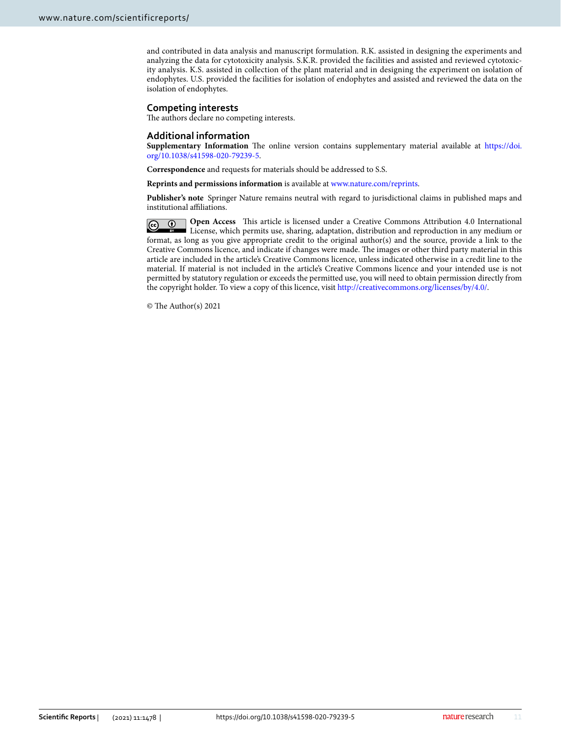and contributed in data analysis and manuscript formulation. R.K. assisted in designing the experiments and analyzing the data for cytotoxicity analysis. S.K.R. provided the facilities and assisted and reviewed cytotoxicity analysis. K.S. assisted in collection of the plant material and in designing the experiment on isolation of endophytes. U.S. provided the facilities for isolation of endophytes and assisted and reviewed the data on the isolation of endophytes.

## Competing interests

The authors declare no competing interests.

## Additional information

**Supplementary Information** The online version contains supplementary material available at https://doi.org/10.1038/s41598-020-79239-5.

**Correspondence** and requests for materials should be addressed to S.S.

**Reprints and permissions information** is available at www.nature.com/reprints.

**Publisher's note** Springer Nature remains neutral with regard to jurisdictional claims in published maps and institutional affiliations.

**Open Access** This article is licensed under a Creative Commons Attribution 4.0 International License, which permits use, sharing, adaptation, distribution and reproduction in any medium or format, as long as you give appropriate credit to the original author(s) and the source, provide a link to the Creative Commons licence, and indicate if changes were made. The images or other third party material in this article are included in the article's Creative Commons licence, unless indicated otherwise in a credit line to the material. If material is not included in the article's Creative Commons licence and your intended use is not permitted by statutory regulation or exceeds the permitted use, you will need to obtain permission directly from the copyright holder. To view a copy of this licence, visit http://creativecommons.org/licenses/by/4.0/.

© The Author(s) 2021